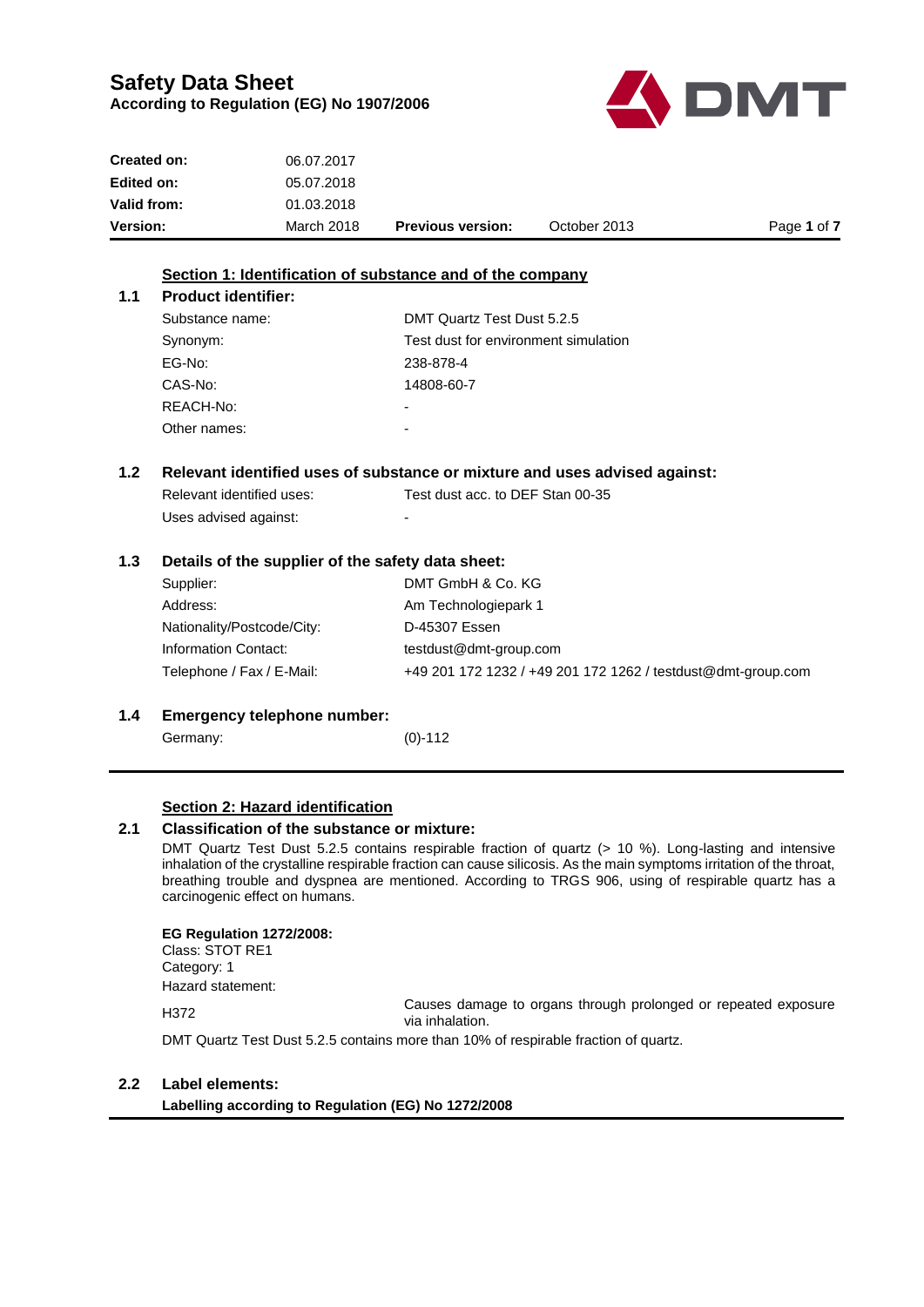# Safety Data Sheet

**According to Regulation (EG) No 1907/2006**

| | | | | |
|---|---|---|---|---|
| **Created on:** | 06.07.2017 | | | |
| **Edited on:** | 05.07.2018 | | | |
| **Valid from:** | 01.03.2018 | | | |
| **Version:** | March 2018 | **Previous version:** | October 2013 | |

## Section 1: Identification of substance and of the company

### 1.1 Product identifier:

| | |
|---|---|
| Substance name: | DMT Quartz Test Dust 5.2.5 |
| Synonym: | Test dust for environment simulation |
| EG-No: | 238-878-4 |
| CAS-No: | 14808-60-7 |
| REACH-No: | - |
| Other names: | - |

### 1.2 Relevant identified uses of substance or mixture and uses advised against:

| | |
|---|---|
| Relevant identified uses: | Test dust acc. to DEF Stan 00-35 |
| Uses advised against: | - |

### 1.3 Details of the supplier of the safety data sheet:

| | |
|---|---|
| Supplier: | DMT GmbH & Co. KG |
| Address: | Am Technologiepark 1 |
| Nationality/Postcode/City: | D-45307 Essen |
| Information Contact: | testdust@dmt-group.com |
| Telephone / Fax / E-Mail: | +49 201 172 1232 / +49 201 172 1262 / testdust@dmt-group.com |

### 1.4 Emergency telephone number:

| | |
|---|---|
| Germany: | (0)-112 |

## Section 2: Hazard identification

### 2.1 Classification of the substance or mixture:

DMT Quartz Test Dust 5.2.5 contains respirable fraction of quartz (> 10 %). Long-lasting and intensive inhalation of the crystalline respirable fraction can cause silicosis. As the main symptoms irritation of the throat, breathing trouble and dyspnea are mentioned. According to TRGS 906, using of respirable quartz has a carcinogenic effect on humans.

**EG Regulation 1272/2008:**
Class: STOT RE1
Category: 1
Hazard statement:

| | |
|---|---|
| H372 | Causes damage to organs through prolonged or repeated exposure via inhalation. |

DMT Quartz Test Dust 5.2.5 contains more than 10% of respirable fraction of quartz.

### 2.2 Label elements:

**Labelling according to Regulation (EG) No 1272/2008**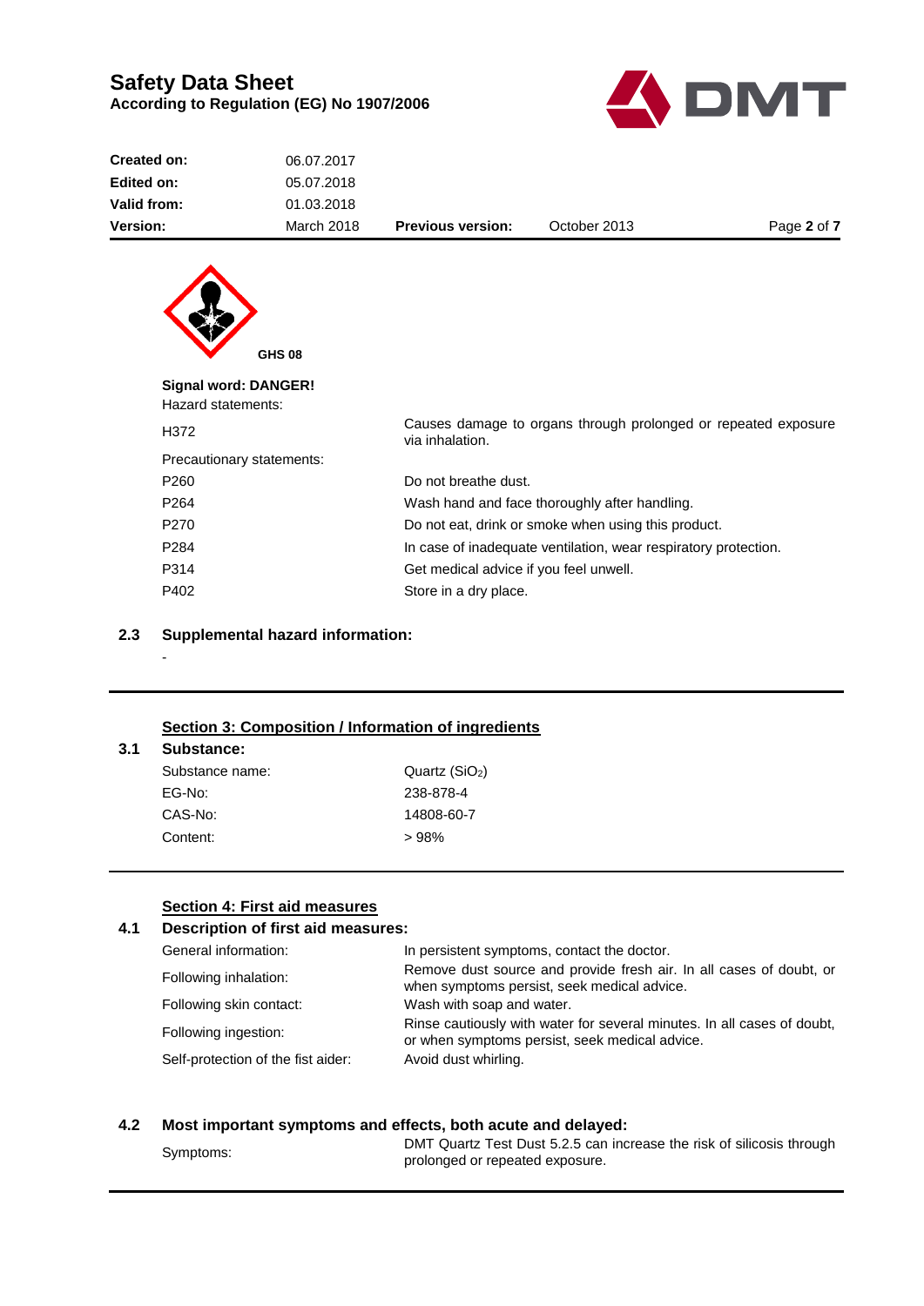GHS 08

**Signal word: DANGER!**

Hazard statements:

| | |
|---|---|
| H372 | Causes damage to organs through prolonged or repeated exposure via inhalation. |

Precautionary statements:

| | |
|---|---|
| P260 | Do not breathe dust. |
| P264 | Wash hand and face thoroughly after handling. |
| P270 | Do not eat, drink or smoke when using this product. |
| P284 | In case of inadequate ventilation, wear respiratory protection. |
| P314 | Get medical advice if you feel unwell. |
| P402 | Store in a dry place. |

### 2.3 Supplemental hazard information:

-

## Section 3: Composition / Information of ingredients

### 3.1 Substance:

| | |
|---|---|
| Substance name: | Quartz ($SiO_2$) |
| EG-No: | 238-878-4 |
| CAS-No: | 14808-60-7 |
| Content: | > 98% |

## Section 4: First aid measures

### 4.1 Description of first aid measures:

| | |
|---|---|
| General information: | In persistent symptoms, contact the doctor. |
| Following inhalation: | Remove dust source and provide fresh air. In all cases of doubt, or when symptoms persist, seek medical advice. |
| Following skin contact: | Wash with soap and water. |
| Following ingestion: | Rinse cautiously with water for several minutes. In all cases of doubt, or when symptoms persist, seek medical advice. |
| Self-protection of the fist aider: | Avoid dust whirling. |

### 4.2 Most important symptoms and effects, both acute and delayed:

| | |
|---|---|
| Symptoms: | DMT Quartz Test Dust 5.2.5 can increase the risk of silicosis through prolonged or repeated exposure. |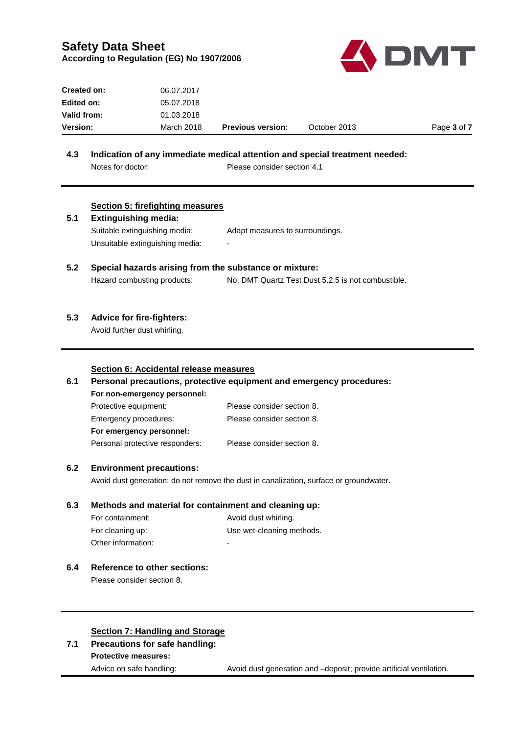### 4.3 Indication of any immediate medical attention and special treatment needed:

| | |
|---|---|
| Notes for doctor: | Please consider section 4.1 |

## Section 5: firefighting measures

### 5.1 Extinguishing media:

| | |
|---|---|
| Suitable extinguishing media: | Adapt measures to surroundings. |
| Unsuitable extinguishing media: | - |

### 5.2 Special hazards arising from the substance or mixture:

| | |
|---|---|
| Hazard combusting products: | No, DMT Quartz Test Dust 5.2.5 is not combustible. |

### 5.3 Advice for fire-fighters:

Avoid further dust whirling.

## Section 6: Accidental release measures

### 6.1 Personal precautions, protective equipment and emergency procedures:

**For non-emergency personnel:**

| | |
|---|---|
| Protective equipment: | Please consider section 8. |
| Emergency procedures: | Please consider section 8. |

**For emergency personnel:**

| | |
|---|---|
| Personal protective responders: | Please consider section 8. |

### 6.2 Environment precautions:

Avoid dust generation; do not remove the dust in canalization, surface or groundwater.

### 6.3 Methods and material for containment and cleaning up:

| | |
|---|---|
| For containment: | Avoid dust whirling. |
| For cleaning up: | Use wet-cleaning methods. |
| Other information: | - |

### 6.4 Reference to other sections:

Please consider section 8.

## Section 7: Handling and Storage

### 7.1 Precautions for safe handling:

**Protective measures:**

| | |
|---|---|
| Advice on safe handling: | Avoid dust generation and –deposit; provide artificial ventilation. |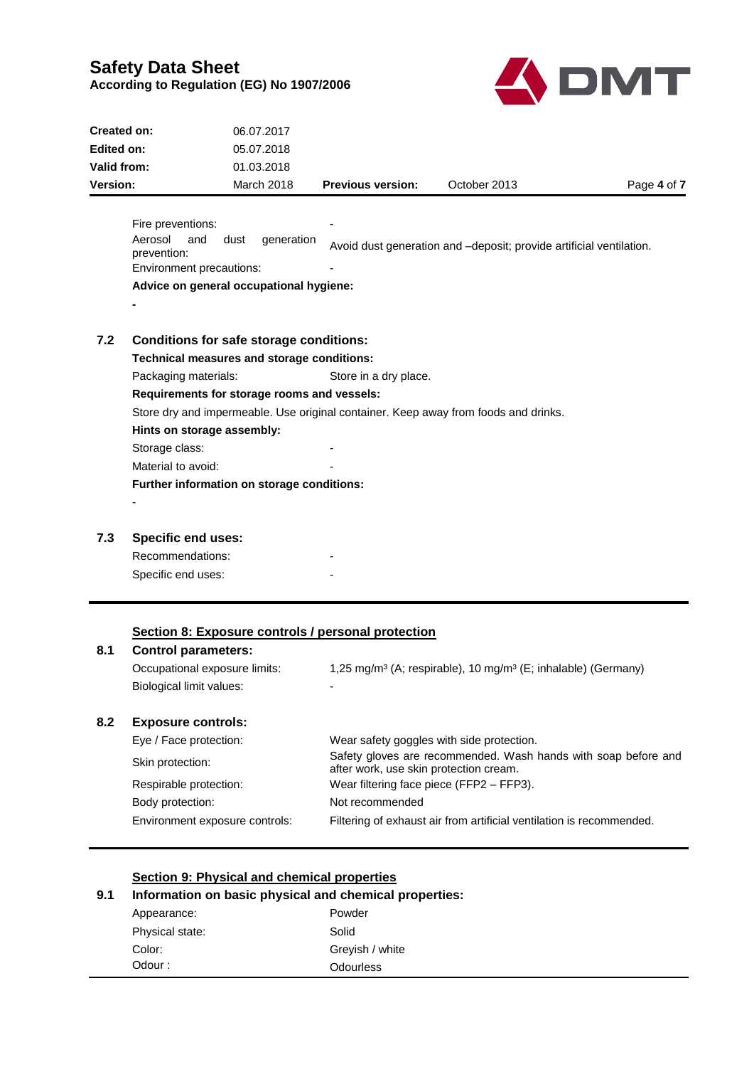| | |
|---|---|
| Fire preventions: | - |
| Aerosol and dust generation prevention: | Avoid dust generation and –deposit; provide artificial ventilation. |
| Environment precautions: | - |

**Advice on general occupational hygiene:**

-

### 7.2 Conditions for safe storage conditions:

**Technical measures and storage conditions:**

| | |
|---|---|
| Packaging materials: | Store in a dry place. |

**Requirements for storage rooms and vessels:**

Store dry and impermeable. Use original container. Keep away from foods and drinks.

**Hints on storage assembly:**

| | |
|---|---|
| Storage class: | - |
| Material to avoid: | - |

**Further information on storage conditions:**

-

### 7.3 Specific end uses:

| | |
|---|---|
| Recommendations: | - |
| Specific end uses: | - |

## Section 8: Exposure controls / personal protection

### 8.1 Control parameters:

| | |
|---|---|
| Occupational exposure limits: | 1,25 mg/m³ (A; respirable), 10 mg/m³ (E; inhalable) (Germany) |
| Biological limit values: | - |

### 8.2 Exposure controls:

| | |
|---|---|
| Eye / Face protection: | Wear safety goggles with side protection. |
| Skin protection: | Safety gloves are recommended. Wash hands with soap before and after work, use skin protection cream. |
| Respirable protection: | Wear filtering face piece (FFP2 – FFP3). |
| Body protection: | Not recommended |
| Environment exposure controls: | Filtering of exhaust air from artificial ventilation is recommended. |

## Section 9: Physical and chemical properties

### 9.1 Information on basic physical and chemical properties:

| | |
|---|---|
| Appearance: | Powder |
| Physical state: | Solid |
| Color: | Greyish / white |
| Odour : | Odourless |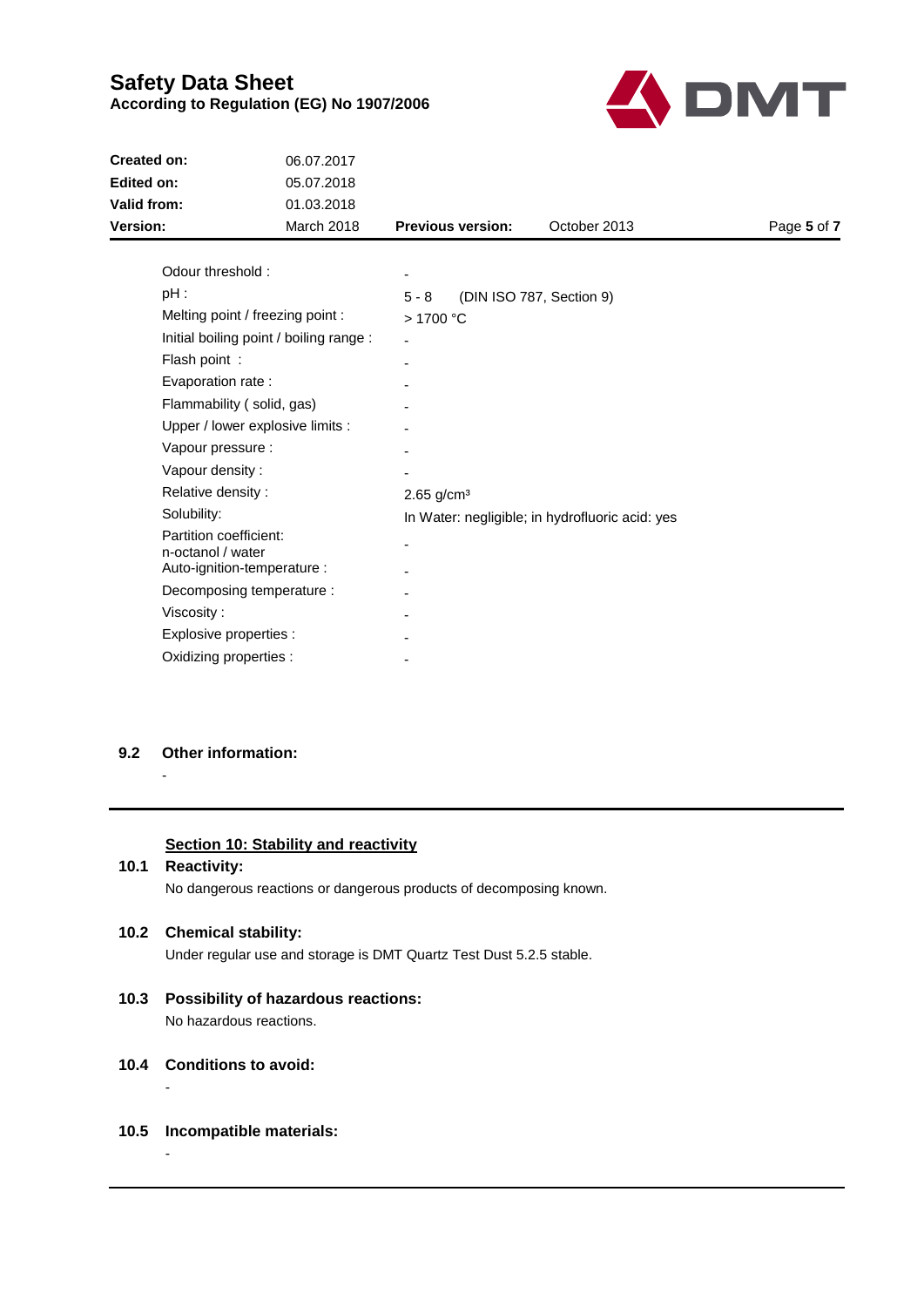| Property | Value |
|---|---|
| Odour threshold : | - |
| pH : | 5 - 8 (DIN ISO 787, Section 9) |
| Melting point / freezing point : | > 1700 °C |
| Initial boiling point / boiling range : | - |
| Flash point : | - |
| Evaporation rate : | - |
| Flammability ( solid, gas) | - |
| Upper / lower explosive limits : | - |
| Vapour pressure : | - |
| Vapour density : | - |
| Relative density : | 2.65 g/cm³ |
| Solubility: | In Water: negligible; in hydrofluoric acid: yes |
| Partition coefficient: n-octanol / water | - |
| Auto-ignition-temperature : | - |
| Decomposing temperature : | - |
| Viscosity : | - |
| Explosive properties : | - |
| Oxidizing properties : | - |

**9.2 Other information:**

-

## Section 10: Stability and reactivity

**10.1 Reactivity:**

No dangerous reactions or dangerous products of decomposing known.

**10.2 Chemical stability:**

Under regular use and storage is DMT Quartz Test Dust 5.2.5 stable.

**10.3 Possibility of hazardous reactions:**

No hazardous reactions.

**10.4 Conditions to avoid:**

-

**10.5 Incompatible materials:**

-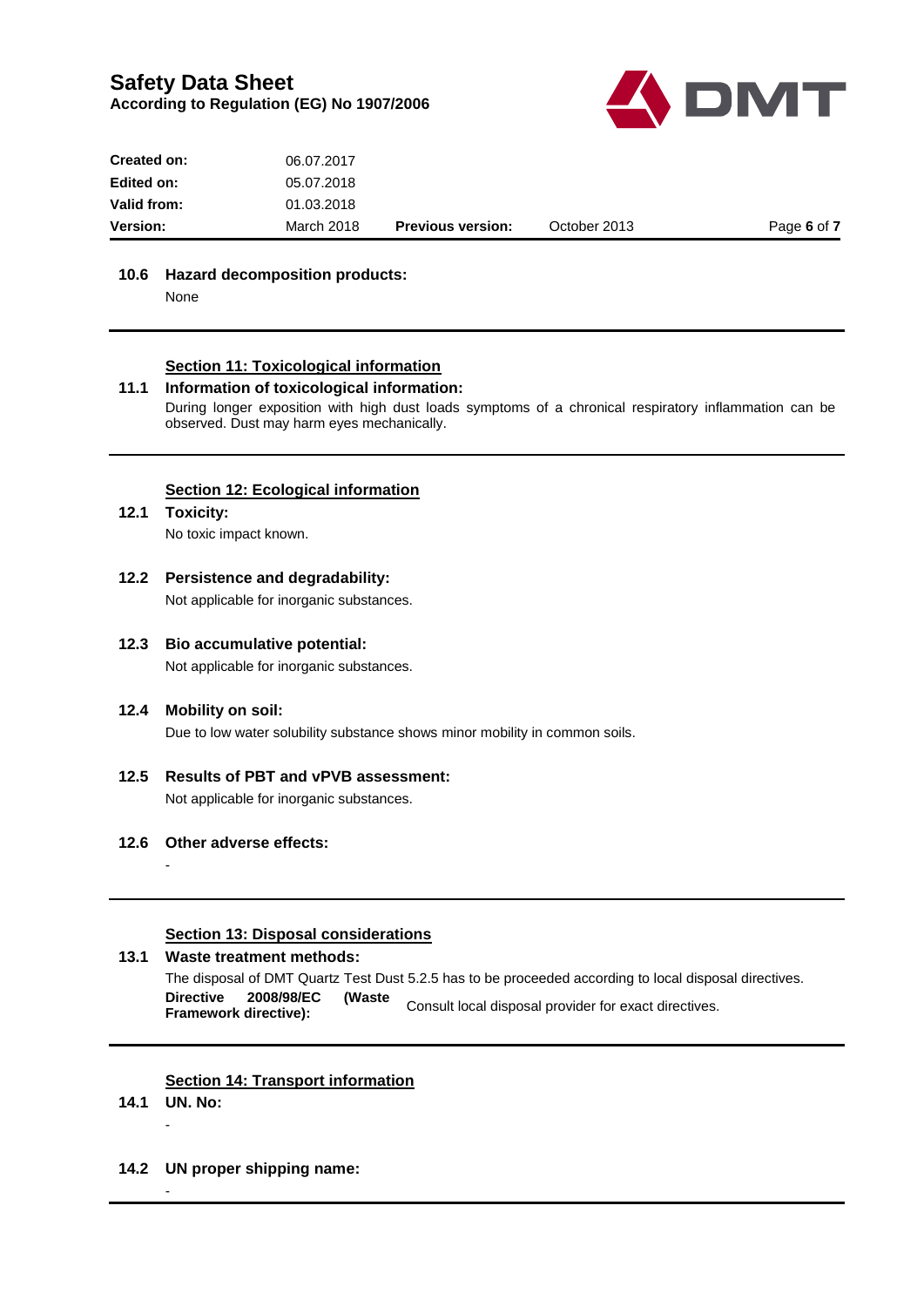**10.6 Hazard decomposition products:**

None

---

## Section 11: Toxicological information

**11.1 Information of toxicological information:**

During longer exposition with high dust loads symptoms of a chronical respiratory inflammation can be observed. Dust may harm eyes mechanically.

---

## Section 12: Ecological information

**12.1 Toxicity:**

No toxic impact known.

**12.2 Persistence and degradability:**

Not applicable for inorganic substances.

**12.3 Bio accumulative potential:**

Not applicable for inorganic substances.

**12.4 Mobility on soil:**

Due to low water solubility substance shows minor mobility in common soils.

**12.5 Results of PBT and vPVB assessment:**

Not applicable for inorganic substances.

**12.6 Other adverse effects:**

-

---

## Section 13: Disposal considerations

**13.1 Waste treatment methods:**

The disposal of DMT Quartz Test Dust 5.2.5 has to be proceeded according to local disposal directives.

| | |
|---|---|
| **Directive 2008/98/EC (Waste Framework directive):** | Consult local disposal provider for exact directives. |

---

## Section 14: Transport information

**14.1 UN. No:**

-

**14.2 UN proper shipping name:**

-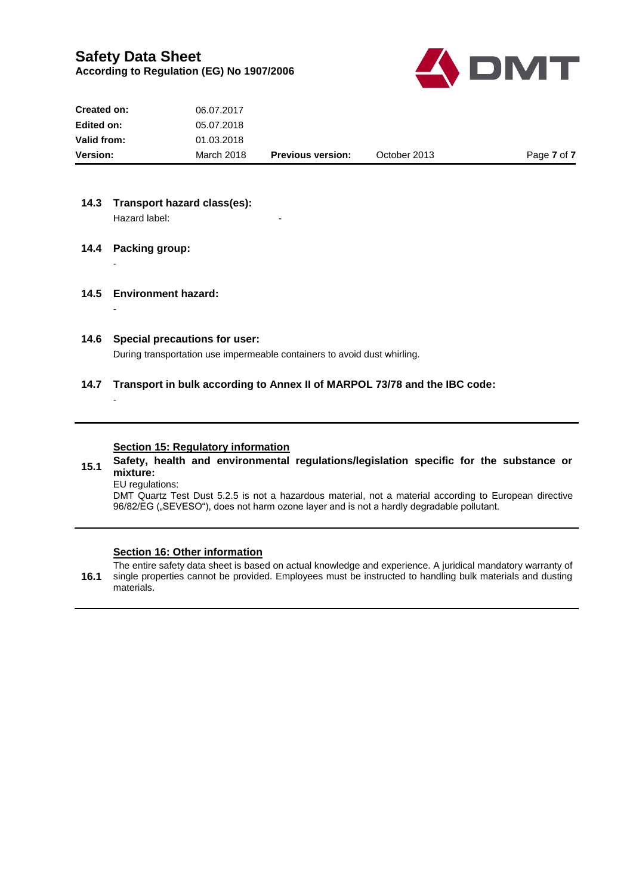### 14.3 Transport hazard class(es):

Hazard label: -

### 14.4 Packing group:

-

### 14.5 Environment hazard:

-

### 14.6 Special precautions for user:

During transportation use impermeable containers to avoid dust whirling.

### 14.7 Transport in bulk according to Annex II of MARPOL 73/78 and the IBC code:

-

## Section 15: Regulatory information

### 15.1 Safety, health and environmental regulations/legislation specific for the substance or mixture:

EU regulations:

DMT Quartz Test Dust 5.2.5 is not a hazardous material, not a material according to European directive 96/82/EG („SEVESO“), does not harm ozone layer and is not a hardly degradable pollutant.

## Section 16: Other information

**16.1** The entire safety data sheet is based on actual knowledge and experience. A juridical mandatory warranty of single properties cannot be provided. Employees must be instructed to handling bulk materials and dusting materials.